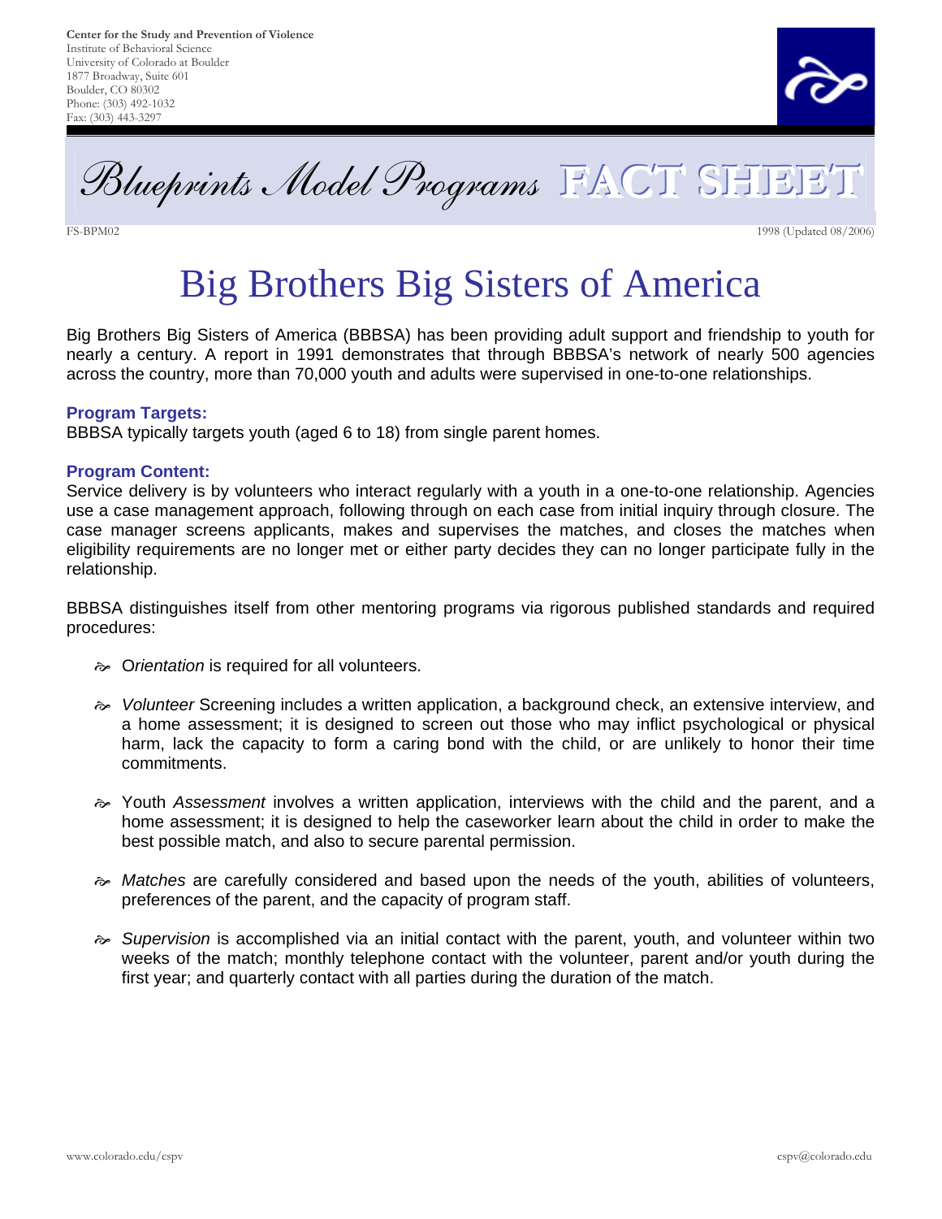Center for the Study and Prevention of Violence
Institute of Behavioral Science
University of Colorado at Boulder
1877 Broadway, Suite 601
Boulder, CO 80302
Phone: (303) 492-1032
Fax: (303) 443-3297

*Blueprints Model Programs* **FACT SHEET**

FS-BPM02 — 1998 (Updated 08/2006)

# Big Brothers Big Sisters of America

Big Brothers Big Sisters of America (BBBSA) has been providing adult support and friendship to youth for nearly a century. A report in 1991 demonstrates that through BBBSA's network of nearly 500 agencies across the country, more than 70,000 youth and adults were supervised in one-to-one relationships.

### Program Targets:

BBBSA typically targets youth (aged 6 to 18) from single parent homes.

### Program Content:

Service delivery is by volunteers who interact regularly with a youth in a one-to-one relationship. Agencies use a case management approach, following through on each case from initial inquiry through closure. The case manager screens applicants, makes and supervises the matches, and closes the matches when eligibility requirements are no longer met or either party decides they can no longer participate fully in the relationship.

BBBSA distinguishes itself from other mentoring programs via rigorous published standards and required procedures:

- O*rientation* is required for all volunteers.
- *Volunteer* Screening includes a written application, a background check, an extensive interview, and a home assessment; it is designed to screen out those who may inflict psychological or physical harm, lack the capacity to form a caring bond with the child, or are unlikely to honor their time commitments.
- Youth *Assessment* involves a written application, interviews with the child and the parent, and a home assessment; it is designed to help the caseworker learn about the child in order to make the best possible match, and also to secure parental permission.
- *Matches* are carefully considered and based upon the needs of the youth, abilities of volunteers, preferences of the parent, and the capacity of program staff.
- *Supervision* is accomplished via an initial contact with the parent, youth, and volunteer within two weeks of the match; monthly telephone contact with the volunteer, parent and/or youth during the first year; and quarterly contact with all parties during the duration of the match.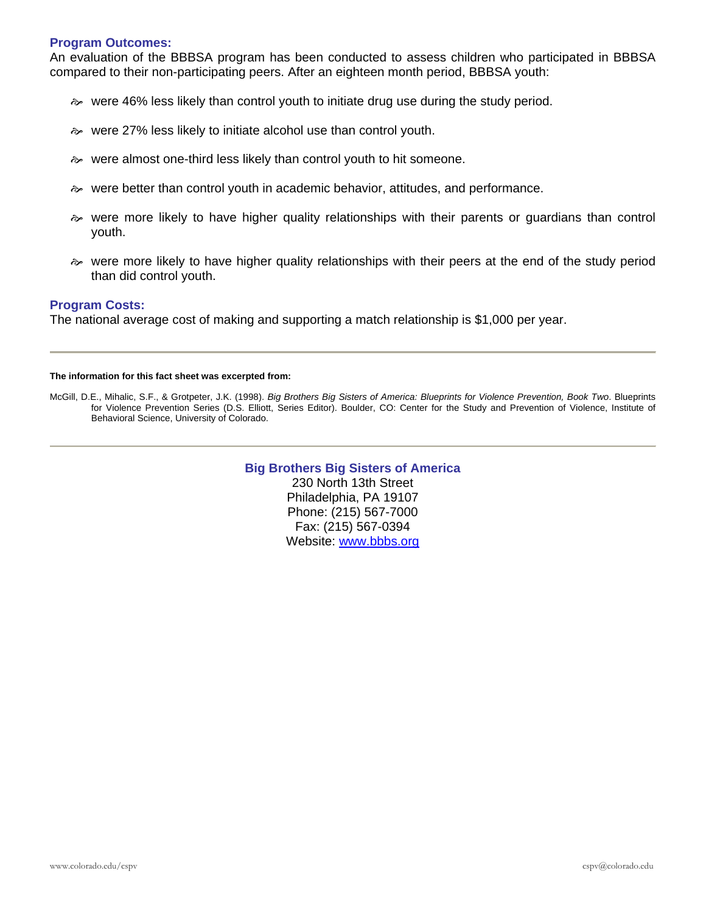## Program Outcomes:

An evaluation of the BBBSA program has been conducted to assess children who participated in BBBSA compared to their non-participating peers. After an eighteen month period, BBBSA youth:

- were 46% less likely than control youth to initiate drug use during the study period.
- were 27% less likely to initiate alcohol use than control youth.
- were almost one-third less likely than control youth to hit someone.
- were better than control youth in academic behavior, attitudes, and performance.
- were more likely to have higher quality relationships with their parents or guardians than control youth.
- were more likely to have higher quality relationships with their peers at the end of the study period than did control youth.

## Program Costs:

The national average cost of making and supporting a match relationship is $1,000 per year.

---

**The information for this fact sheet was excerpted from:**

McGill, D.E., Mihalic, S.F., & Grotpeter, J.K. (1998). *Big Brothers Big Sisters of America: Blueprints for Violence Prevention, Book Two*. Blueprints for Violence Prevention Series (D.S. Elliott, Series Editor). Boulder, CO: Center for the Study and Prevention of Violence, Institute of Behavioral Science, University of Colorado.

---

**Big Brothers Big Sisters of America**
230 North 13th Street
Philadelphia, PA 19107
Phone: (215) 567-7000
Fax: (215) 567-0394
Website: www.bbbs.org